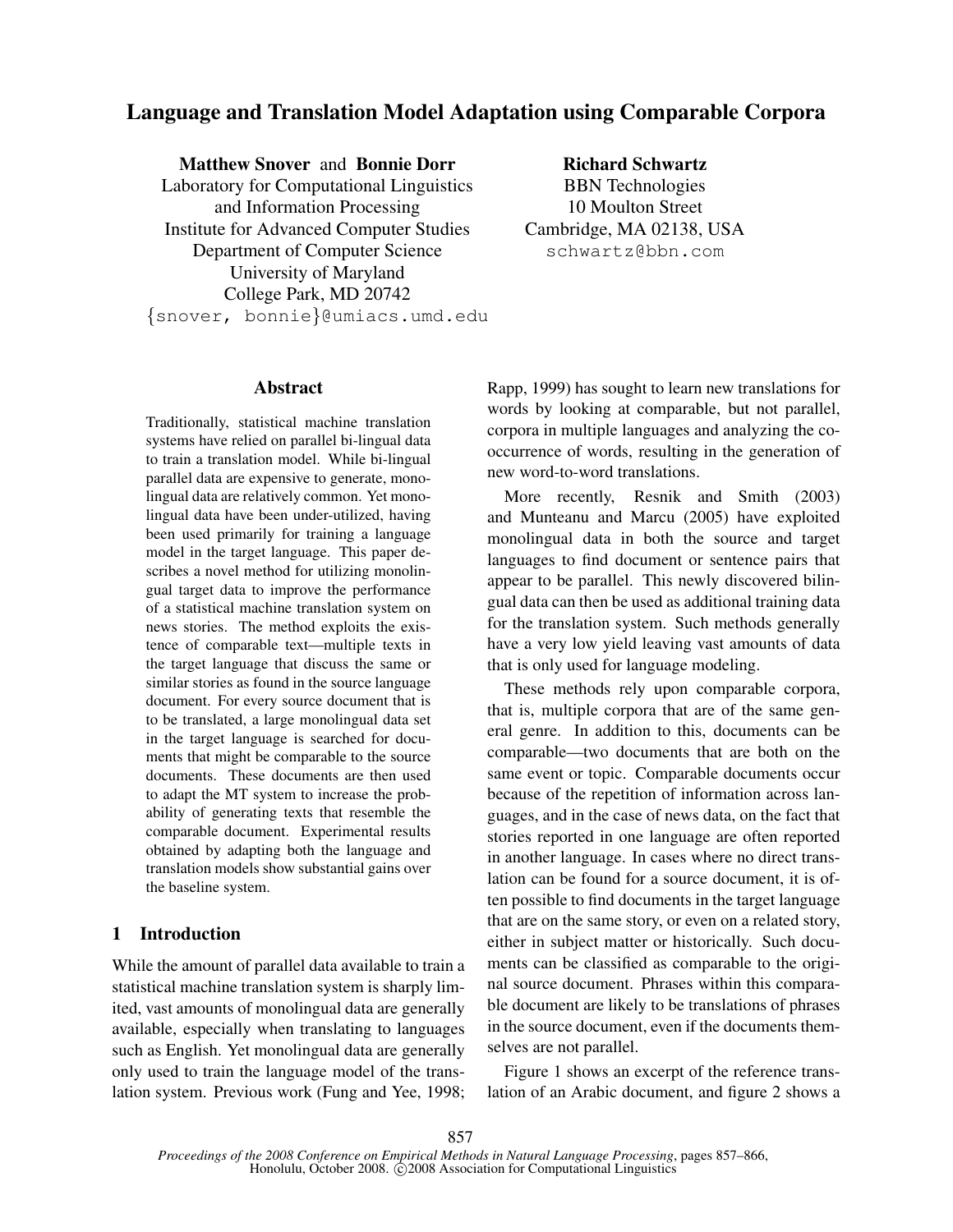# Language and Translation Model Adaptation using Comparable Corpora

**Matthew Snover** and **Bonnie Dorr**
Laboratory for Computational Linguistics and Information Processing
Institute for Advanced Computer Studies
Department of Computer Science
University of Maryland
College Park, MD 20742
{snover, bonnie}@umiacs.umd.edu

**Richard Schwartz**
BBN Technologies
10 Moulton Street
Cambridge, MA 02138, USA
schwartz@bbn.com

## Abstract

Traditionally, statistical machine translation systems have relied on parallel bi-lingual data to train a translation model. While bi-lingual parallel data are expensive to generate, monolingual data are relatively common. Yet monolingual data have been under-utilized, having been used primarily for training a language model in the target language. This paper describes a novel method for utilizing monolingual target data to improve the performance of a statistical machine translation system on news stories. The method exploits the existence of comparable text—multiple texts in the target language that discuss the same or similar stories as found in the source language document. For every source document that is to be translated, a large monolingual data set in the target language is searched for documents that might be comparable to the source documents. These documents are then used to adapt the MT system to increase the probability of generating texts that resemble the comparable document. Experimental results obtained by adapting both the language and translation models show substantial gains over the baseline system.

## 1 Introduction

While the amount of parallel data available to train a statistical machine translation system is sharply limited, vast amounts of monolingual data are generally available, especially when translating to languages such as English. Yet monolingual data are generally only used to train the language model of the translation system. Previous work (Fung and Yee, 1998; Rapp, 1999) has sought to learn new translations for words by looking at comparable, but not parallel, corpora in multiple languages and analyzing the co-occurrence of words, resulting in the generation of new word-to-word translations.

More recently, Resnik and Smith (2003) and Munteanu and Marcu (2005) have exploited monolingual data in both the source and target languages to find document or sentence pairs that appear to be parallel. This newly discovered bilingual data can then be used as additional training data for the translation system. Such methods generally have a very low yield leaving vast amounts of data that is only used for language modeling.

These methods rely upon comparable corpora, that is, multiple corpora that are of the same general genre. In addition to this, documents can be comparable—two documents that are both on the same event or topic. Comparable documents occur because of the repetition of information across languages, and in the case of news data, on the fact that stories reported in one language are often reported in another language. In cases where no direct translation can be found for a source document, it is often possible to find documents in the target language that are on the same story, or even on a related story, either in subject matter or historically. Such documents can be classified as comparable to the original source document. Phrases within this comparable document are likely to be translations of phrases in the source document, even if the documents themselves are not parallel.

Figure 1 shows an excerpt of the reference translation of an Arabic document, and figure 2 shows a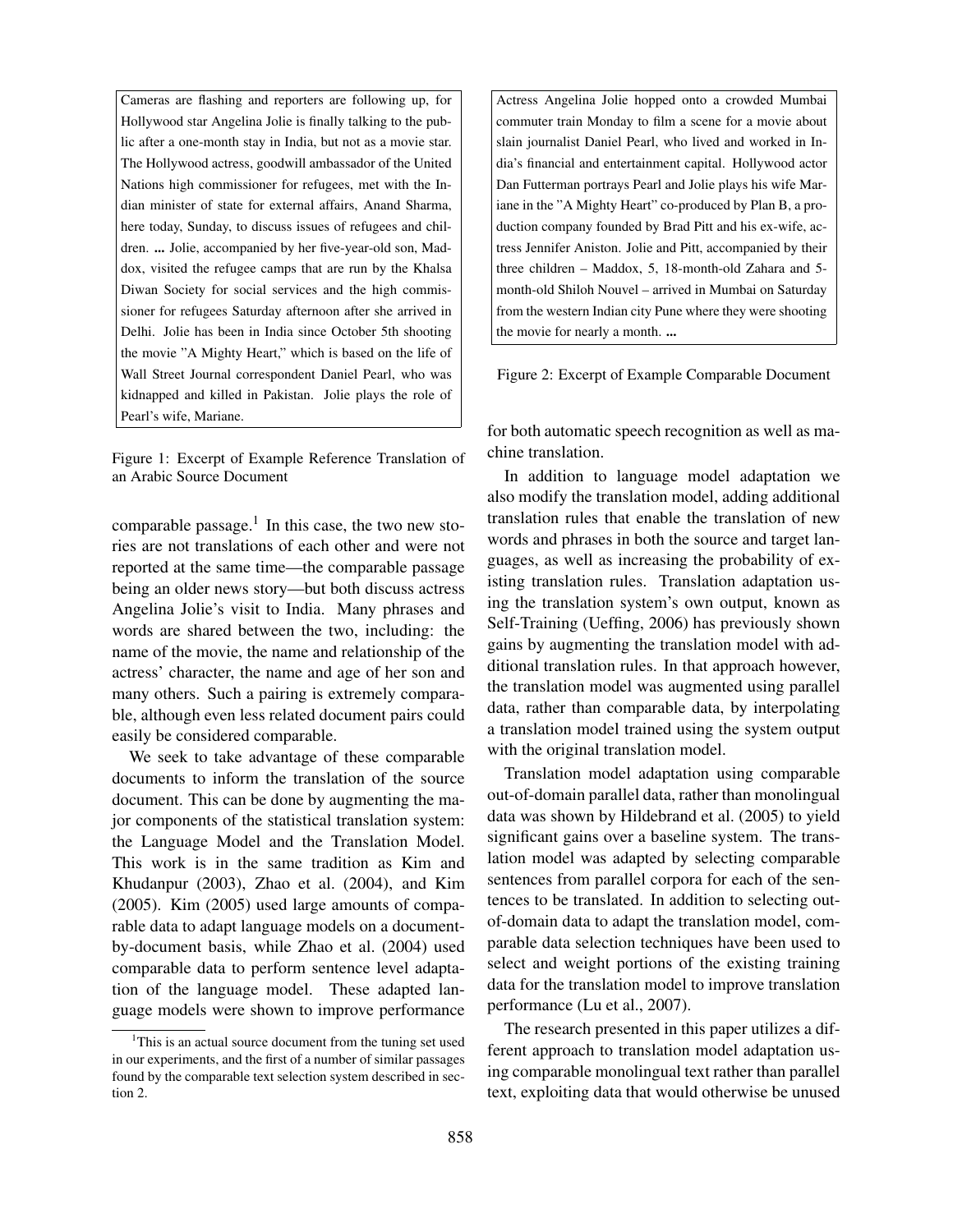Cameras are flashing and reporters are following up, for Hollywood star Angelina Jolie is finally talking to the public after a one-month stay in India, but not as a movie star. The Hollywood actress, goodwill ambassador of the United Nations high commissioner for refugees, met with the Indian minister of state for external affairs, Anand Sharma, here today, Sunday, to discuss issues of refugees and children. **...** Jolie, accompanied by her five-year-old son, Maddox, visited the refugee camps that are run by the Khalsa Diwan Society for social services and the high commissioner for refugees Saturday afternoon after she arrived in Delhi. Jolie has been in India since October 5th shooting the movie "A Mighty Heart," which is based on the life of Wall Street Journal correspondent Daniel Pearl, who was kidnapped and killed in Pakistan. Jolie plays the role of Pearl's wife, Mariane.

Figure 1: Excerpt of Example Reference Translation of an Arabic Source Document

Actress Angelina Jolie hopped onto a crowded Mumbai commuter train Monday to film a scene for a movie about slain journalist Daniel Pearl, who lived and worked in India's financial and entertainment capital. Hollywood actor Dan Futterman portrays Pearl and Jolie plays his wife Mariane in the "A Mighty Heart" co-produced by Plan B, a production company founded by Brad Pitt and his ex-wife, actress Jennifer Aniston. Jolie and Pitt, accompanied by their three children – Maddox, 5, 18-month-old Zahara and 5-month-old Shiloh Nouvel – arrived in Mumbai on Saturday from the western Indian city Pune where they were shooting the movie for nearly a month. **...**

Figure 2: Excerpt of Example Comparable Document

comparable passage.[1] In this case, the two new stories are not translations of each other and were not reported at the same time—the comparable passage being an older news story—but both discuss actress Angelina Jolie's visit to India. Many phrases and words are shared between the two, including: the name of the movie, the name and relationship of the actress' character, the name and age of her son and many others. Such a pairing is extremely comparable, although even less related document pairs could easily be considered comparable.

We seek to take advantage of these comparable documents to inform the translation of the source document. This can be done by augmenting the major components of the statistical translation system: the Language Model and the Translation Model. This work is in the same tradition as Kim and Khudanpur (2003), Zhao et al. (2004), and Kim (2005). Kim (2005) used large amounts of comparable data to adapt language models on a document-by-document basis, while Zhao et al. (2004) used comparable data to perform sentence level adaptation of the language model. These adapted language models were shown to improve performance for both automatic speech recognition as well as machine translation.

In addition to language model adaptation we also modify the translation model, adding additional translation rules that enable the translation of new words and phrases in both the source and target languages, as well as increasing the probability of existing translation rules. Translation adaptation using the translation system's own output, known as Self-Training (Ueffing, 2006) has previously shown gains by augmenting the translation model with additional translation rules. In that approach however, the translation model was augmented using parallel data, rather than comparable data, by interpolating a translation model trained using the system output with the original translation model.

Translation model adaptation using comparable out-of-domain parallel data, rather than monolingual data was shown by Hildebrand et al. (2005) to yield significant gains over a baseline system. The translation model was adapted by selecting comparable sentences from parallel corpora for each of the sentences to be translated. In addition to selecting out-of-domain data to adapt the translation model, comparable data selection techniques have been used to select and weight portions of the existing training data for the translation model to improve translation performance (Lu et al., 2007).

The research presented in this paper utilizes a different approach to translation model adaptation using comparable monolingual text rather than parallel text, exploiting data that would otherwise be unused

[1] This is an actual source document from the tuning set used in our experiments, and the first of a number of similar passages found by the comparable text selection system described in section 2.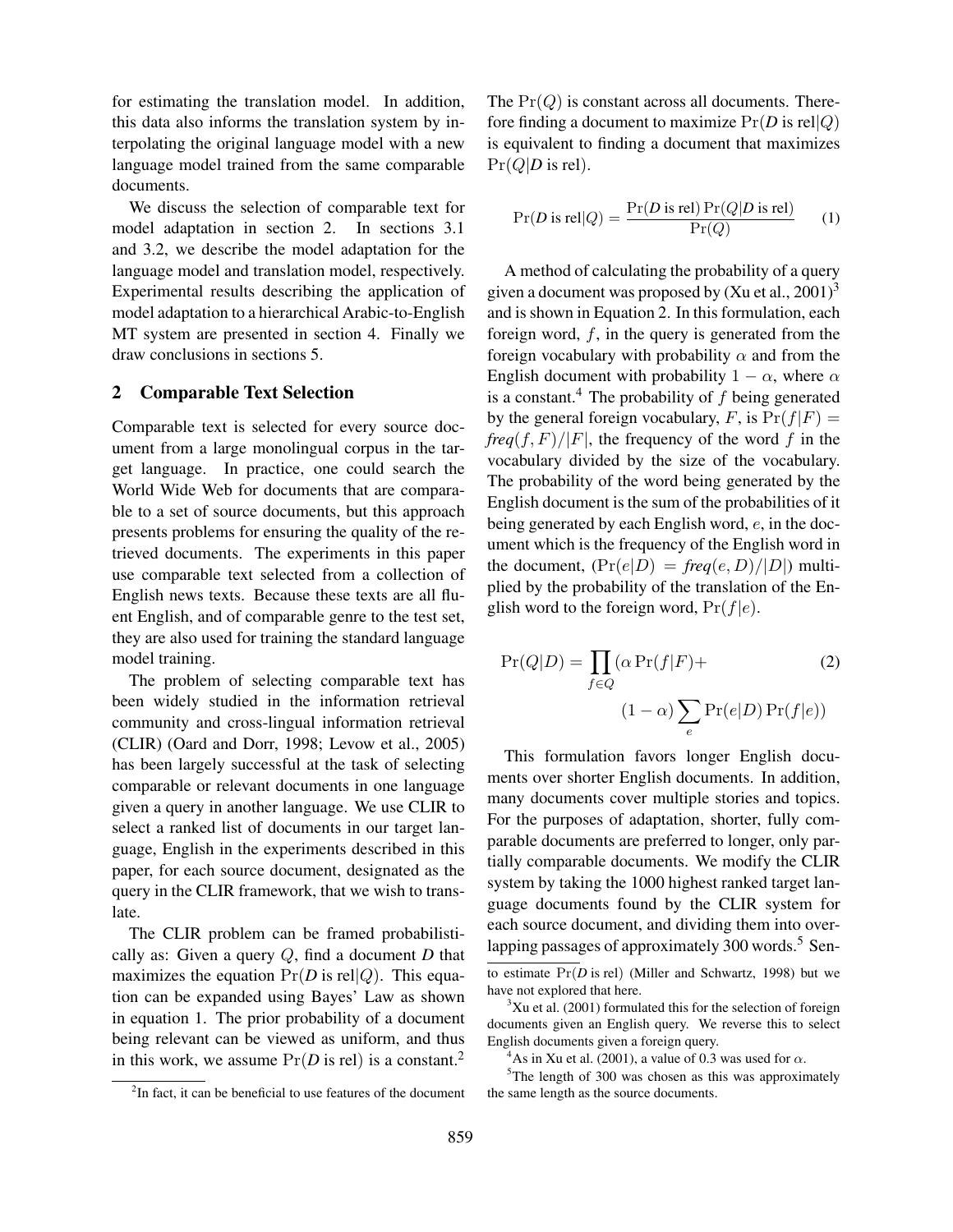for estimating the translation model. In addition, this data also informs the translation system by interpolating the original language model with a new language model trained from the same comparable documents.

We discuss the selection of comparable text for model adaptation in section 2. In sections 3.1 and 3.2, we describe the model adaptation for the language model and translation model, respectively. Experimental results describing the application of model adaptation to a hierarchical Arabic-to-English MT system are presented in section 4. Finally we draw conclusions in sections 5.

## 2 Comparable Text Selection

Comparable text is selected for every source document from a large monolingual corpus in the target language. In practice, one could search the World Wide Web for documents that are comparable to a set of source documents, but this approach presents problems for ensuring the quality of the retrieved documents. The experiments in this paper use comparable text selected from a collection of English news texts. Because these texts are all fluent English, and of comparable genre to the test set, they are also used for training the standard language model training.

The problem of selecting comparable text has been widely studied in the information retrieval community and cross-lingual information retrieval (CLIR) (Oard and Dorr, 1998; Levow et al., 2005) has been largely successful at the task of selecting comparable or relevant documents in one language given a query in another language. We use CLIR to select a ranked list of documents in our target language, English in the experiments described in this paper, for each source document, designated as the query in the CLIR framework, that we wish to translate.

The CLIR problem can be framed probabilistically as: Given a query $Q$, find a document $\boldsymbol{D}$ that maximizes the equation $\Pr(\boldsymbol{D} \text{ is rel}|Q)$. This equation can be expanded using Bayes' Law as shown in equation 1. The prior probability of a document being relevant can be viewed as uniform, and thus in this work, we assume $\Pr(\boldsymbol{D} \text{ is rel})$ is a constant.[2]

The $\Pr(Q)$ is constant across all documents. Therefore finding a document to maximize $\Pr(\boldsymbol{D} \text{ is rel}|Q)$ is equivalent to finding a document that maximizes $\Pr(Q|\boldsymbol{D} \text{ is rel})$.

$$\Pr(\boldsymbol{D} \text{ is rel}|Q) = \frac{\Pr(\boldsymbol{D} \text{ is rel}) \Pr(Q|\boldsymbol{D} \text{ is rel})}{\Pr(Q)} \quad (1)$$

A method of calculating the probability of a query given a document was proposed by (Xu et al., 2001)[3] and is shown in Equation 2. In this formulation, each foreign word, $f$, in the query is generated from the foreign vocabulary with probability $\alpha$ and from the English document with probability $1 - \alpha$, where $\alpha$ is a constant.[4] The probability of $f$ being generated by the general foreign vocabulary, $F$, is $\Pr(f|F) = \textit{freq}(f, F)/|F|$, the frequency of the word $f$ in the vocabulary divided by the size of the vocabulary. The probability of the word being generated by the English document is the sum of the probabilities of it being generated by each English word, $e$, in the document which is the frequency of the English word in the document, ($\Pr(e|D) = \textit{freq}(e, D)/|D|$) multiplied by the probability of the translation of the English word to the foreign word, $\Pr(f|e)$.

$$\Pr(Q|D) = \prod_{f \in Q} (\alpha \Pr(f|F) + (1 - \alpha) \sum_{e} \Pr(e|D) \Pr(f|e)) \quad (2)$$

This formulation favors longer English documents over shorter English documents. In addition, many documents cover multiple stories and topics. For the purposes of adaptation, shorter, fully comparable documents are preferred to longer, only partially comparable documents. We modify the CLIR system by taking the 1000 highest ranked target language documents found by the CLIR system for each source document, and dividing them into overlapping passages of approximately 300 words.[5] Sen-

[2] In fact, it can be beneficial to use features of the document to estimate $\Pr(\boldsymbol{D} \text{ is rel})$ (Miller and Schwartz, 1998) but we have not explored that here.

[3] Xu et al. (2001) formulated this for the selection of foreign documents given an English query. We reverse this to select English documents given a foreign query.

[4] As in Xu et al. (2001), a value of 0.3 was used for $\alpha$.

[5] The length of 300 was chosen as this was approximately the same length as the source documents.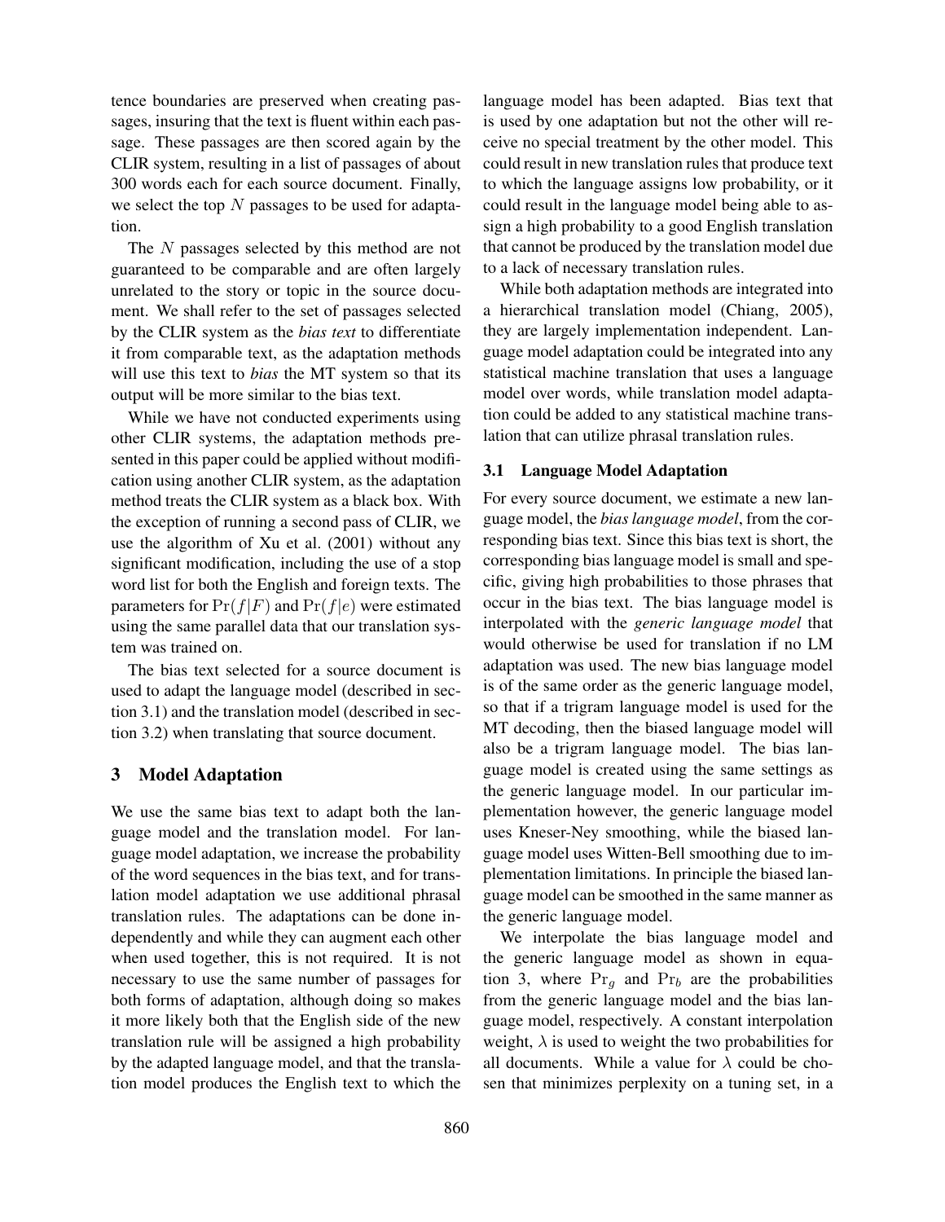tence boundaries are preserved when creating passages, insuring that the text is fluent within each passage. These passages are then scored again by the CLIR system, resulting in a list of passages of about 300 words each for each source document. Finally, we select the top $N$ passages to be used for adaptation.

The $N$ passages selected by this method are not guaranteed to be comparable and are often largely unrelated to the story or topic in the source document. We shall refer to the set of passages selected by the CLIR system as the *bias text* to differentiate it from comparable text, as the adaptation methods will use this text to *bias* the MT system so that its output will be more similar to the bias text.

While we have not conducted experiments using other CLIR systems, the adaptation methods presented in this paper could be applied without modification using another CLIR system, as the adaptation method treats the CLIR system as a black box. With the exception of running a second pass of CLIR, we use the algorithm of Xu et al. (2001) without any significant modification, including the use of a stop word list for both the English and foreign texts. The parameters for $\Pr(f|F)$ and $\Pr(f|e)$ were estimated using the same parallel data that our translation system was trained on.

The bias text selected for a source document is used to adapt the language model (described in section 3.1) and the translation model (described in section 3.2) when translating that source document.

## 3 Model Adaptation

We use the same bias text to adapt both the language model and the translation model. For language model adaptation, we increase the probability of the word sequences in the bias text, and for translation model adaptation we use additional phrasal translation rules. The adaptations can be done independently and while they can augment each other when used together, this is not required. It is not necessary to use the same number of passages for both forms of adaptation, although doing so makes it more likely both that the English side of the new translation rule will be assigned a high probability by the adapted language model, and that the translation model produces the English text to which the language model has been adapted. Bias text that is used by one adaptation but not the other will receive no special treatment by the other model. This could result in new translation rules that produce text to which the language assigns low probability, or it could result in the language model being able to assign a high probability to a good English translation that cannot be produced by the translation model due to a lack of necessary translation rules.

While both adaptation methods are integrated into a hierarchical translation model (Chiang, 2005), they are largely implementation independent. Language model adaptation could be integrated into any statistical machine translation that uses a language model over words, while translation model adaptation could be added to any statistical machine translation that can utilize phrasal translation rules.

### 3.1 Language Model Adaptation

For every source document, we estimate a new language model, the *bias language model*, from the corresponding bias text. Since this bias text is short, the corresponding bias language model is small and specific, giving high probabilities to those phrases that occur in the bias text. The bias language model is interpolated with the *generic language model* that would otherwise be used for translation if no LM adaptation was used. The new bias language model is of the same order as the generic language model, so that if a trigram language model is used for the MT decoding, then the biased language model will also be a trigram language model. The bias language model is created using the same settings as the generic language model. In our particular implementation however, the generic language model uses Kneser-Ney smoothing, while the biased language model uses Witten-Bell smoothing due to implementation limitations. In principle the biased language model can be smoothed in the same manner as the generic language model.

We interpolate the bias language model and the generic language model as shown in equation 3, where $\Pr_g$ and $\Pr_b$ are the probabilities from the generic language model and the bias language model, respectively. A constant interpolation weight, $\lambda$ is used to weight the two probabilities for all documents. While a value for $\lambda$ could be chosen that minimizes perplexity on a tuning set, in a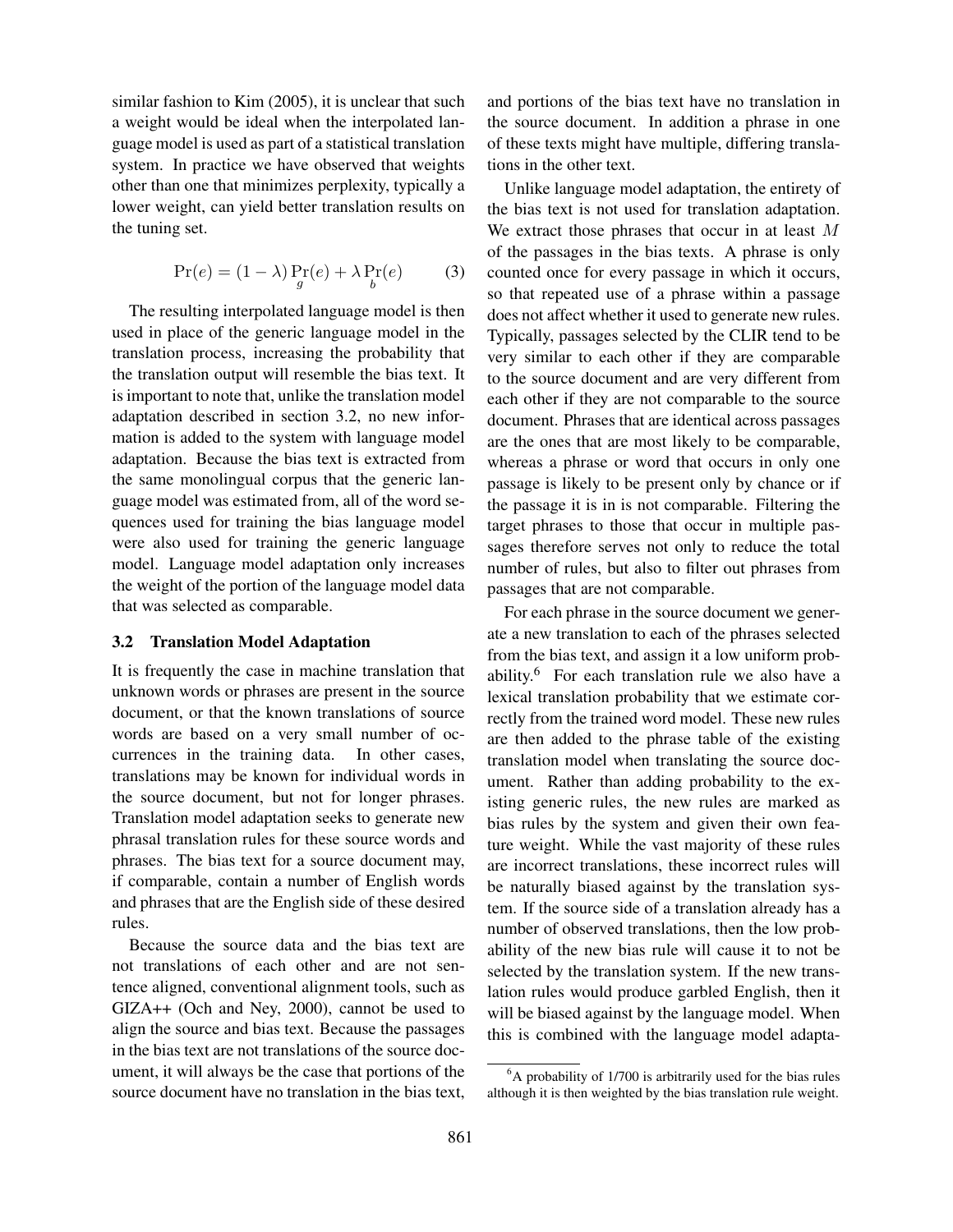similar fashion to Kim (2005), it is unclear that such a weight would be ideal when the interpolated language model is used as part of a statistical translation system. In practice we have observed that weights other than one that minimizes perplexity, typically a lower weight, can yield better translation results on the tuning set.

$$\Pr(e) = (1 - \lambda) \Pr_g(e) + \lambda \Pr_b(e) \qquad (3)$$

The resulting interpolated language model is then used in place of the generic language model in the translation process, increasing the probability that the translation output will resemble the bias text. It is important to note that, unlike the translation model adaptation described in section 3.2, no new information is added to the system with language model adaptation. Because the bias text is extracted from the same monolingual corpus that the generic language model was estimated from, all of the word sequences used for training the bias language model were also used for training the generic language model. Language model adaptation only increases the weight of the portion of the language model data that was selected as comparable.

### 3.2 Translation Model Adaptation

It is frequently the case in machine translation that unknown words or phrases are present in the source document, or that the known translations of source words are based on a very small number of occurrences in the training data. In other cases, translations may be known for individual words in the source document, but not for longer phrases. Translation model adaptation seeks to generate new phrasal translation rules for these source words and phrases. The bias text for a source document may, if comparable, contain a number of English words and phrases that are the English side of these desired rules.

Because the source data and the bias text are not translations of each other and are not sentence aligned, conventional alignment tools, such as GIZA++ (Och and Ney, 2000), cannot be used to align the source and bias text. Because the passages in the bias text are not translations of the source document, it will always be the case that portions of the source document have no translation in the bias text, and portions of the bias text have no translation in the source document. In addition a phrase in one of these texts might have multiple, differing translations in the other text.

Unlike language model adaptation, the entirety of the bias text is not used for translation adaptation. We extract those phrases that occur in at least $M$ of the passages in the bias texts. A phrase is only counted once for every passage in which it occurs, so that repeated use of a phrase within a passage does not affect whether it used to generate new rules. Typically, passages selected by the CLIR tend to be very similar to each other if they are comparable to the source document and are very different from each other if they are not comparable to the source document. Phrases that are identical across passages are the ones that are most likely to be comparable, whereas a phrase or word that occurs in only one passage is likely to be present only by chance or if the passage it is in is not comparable. Filtering the target phrases to those that occur in multiple passages therefore serves not only to reduce the total number of rules, but also to filter out phrases from passages that are not comparable.

For each phrase in the source document we generate a new translation to each of the phrases selected from the bias text, and assign it a low uniform probability.[6] For each translation rule we also have a lexical translation probability that we estimate correctly from the trained word model. These new rules are then added to the phrase table of the existing translation model when translating the source document. Rather than adding probability to the existing generic rules, the new rules are marked as bias rules by the system and given their own feature weight. While the vast majority of these rules are incorrect translations, these incorrect rules will be naturally biased against by the translation system. If the source side of a translation already has a number of observed translations, then the low probability of the new bias rule will cause it to not be selected by the translation system. If the new translation rules would produce garbled English, then it will be biased against by the language model. When this is combined with the language model adapta-

[6] A probability of 1/700 is arbitrarily used for the bias rules although it is then weighted by the bias translation rule weight.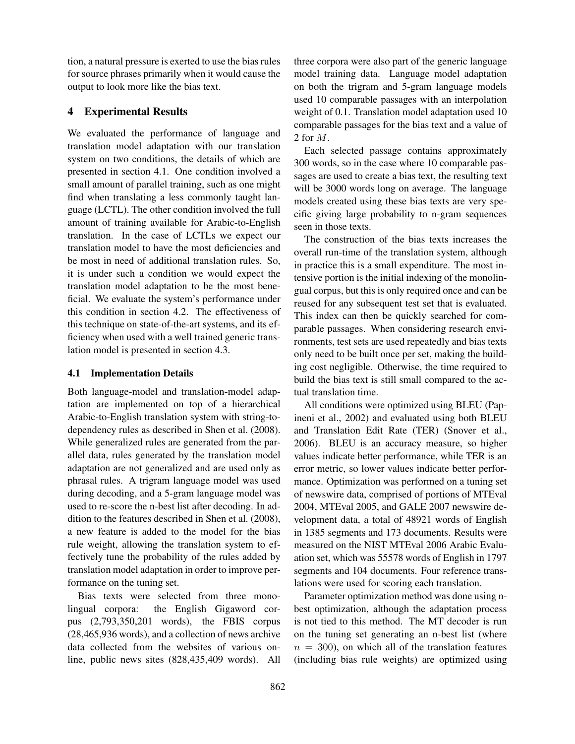tion, a natural pressure is exerted to use the bias rules for source phrases primarily when it would cause the output to look more like the bias text.

## 4 Experimental Results

We evaluated the performance of language and translation model adaptation with our translation system on two conditions, the details of which are presented in section 4.1. One condition involved a small amount of parallel training, such as one might find when translating a less commonly taught language (LCTL). The other condition involved the full amount of training available for Arabic-to-English translation. In the case of LCTLs we expect our translation model to have the most deficiencies and be most in need of additional translation rules. So, it is under such a condition we would expect the translation model adaptation to be the most beneficial. We evaluate the system's performance under this condition in section 4.2. The effectiveness of this technique on state-of-the-art systems, and its efficiency when used with a well trained generic translation model is presented in section 4.3.

### 4.1 Implementation Details

Both language-model and translation-model adaptation are implemented on top of a hierarchical Arabic-to-English translation system with string-to-dependency rules as described in Shen et al. (2008). While generalized rules are generated from the parallel data, rules generated by the translation model adaptation are not generalized and are used only as phrasal rules. A trigram language model was used during decoding, and a 5-gram language model was used to re-score the n-best list after decoding. In addition to the features described in Shen et al. (2008), a new feature is added to the model for the bias rule weight, allowing the translation system to effectively tune the probability of the rules added by translation model adaptation in order to improve performance on the tuning set.

Bias texts were selected from three monolingual corpora: the English Gigaword corpus (2,793,350,201 words), the FBIS corpus (28,465,936 words), and a collection of news archive data collected from the websites of various online, public news sites (828,435,409 words). All three corpora were also part of the generic language model training data. Language model adaptation on both the trigram and 5-gram language models used 10 comparable passages with an interpolation weight of 0.1. Translation model adaptation used 10 comparable passages for the bias text and a value of 2 for $M$.

Each selected passage contains approximately 300 words, so in the case where 10 comparable passages are used to create a bias text, the resulting text will be 3000 words long on average. The language models created using these bias texts are very specific giving large probability to n-gram sequences seen in those texts.

The construction of the bias texts increases the overall run-time of the translation system, although in practice this is a small expenditure. The most intensive portion is the initial indexing of the monolingual corpus, but this is only required once and can be reused for any subsequent test set that is evaluated. This index can then be quickly searched for comparable passages. When considering research environments, test sets are used repeatedly and bias texts only need to be built once per set, making the building cost negligible. Otherwise, the time required to build the bias text is still small compared to the actual translation time.

All conditions were optimized using BLEU (Papineni et al., 2002) and evaluated using both BLEU and Translation Edit Rate (TER) (Snover et al., 2006). BLEU is an accuracy measure, so higher values indicate better performance, while TER is an error metric, so lower values indicate better performance. Optimization was performed on a tuning set of newswire data, comprised of portions of MTEval 2004, MTEval 2005, and GALE 2007 newswire development data, a total of 48921 words of English in 1385 segments and 173 documents. Results were measured on the NIST MTEval 2006 Arabic Evaluation set, which was 55578 words of English in 1797 segments and 104 documents. Four reference translations were used for scoring each translation.

Parameter optimization method was done using n-best optimization, although the adaptation process is not tied to this method. The MT decoder is run on the tuning set generating an n-best list (where $n = 300$), on which all of the translation features (including bias rule weights) are optimized using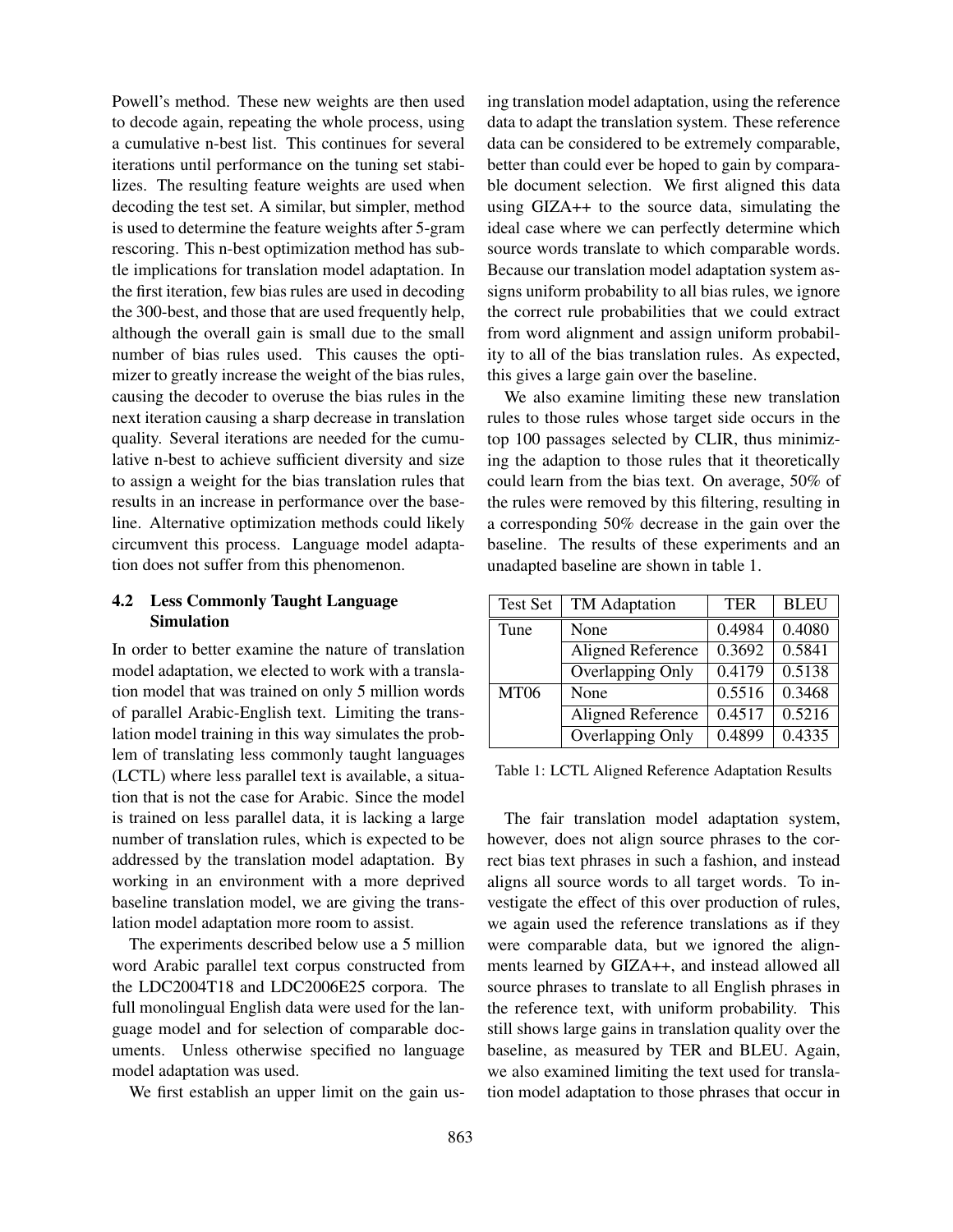Powell's method. These new weights are then used to decode again, repeating the whole process, using a cumulative n-best list. This continues for several iterations until performance on the tuning set stabilizes. The resulting feature weights are used when decoding the test set. A similar, but simpler, method is used to determine the feature weights after 5-gram rescoring. This n-best optimization method has subtle implications for translation model adaptation. In the first iteration, few bias rules are used in decoding the 300-best, and those that are used frequently help, although the overall gain is small due to the small number of bias rules used. This causes the optimizer to greatly increase the weight of the bias rules, causing the decoder to overuse the bias rules in the next iteration causing a sharp decrease in translation quality. Several iterations are needed for the cumulative n-best to achieve sufficient diversity and size to assign a weight for the bias translation rules that results in an increase in performance over the baseline. Alternative optimization methods could likely circumvent this process. Language model adaptation does not suffer from this phenomenon.

### 4.2 Less Commonly Taught Language Simulation

In order to better examine the nature of translation model adaptation, we elected to work with a translation model that was trained on only 5 million words of parallel Arabic-English text. Limiting the translation model training in this way simulates the problem of translating less commonly taught languages (LCTL) where less parallel text is available, a situation that is not the case for Arabic. Since the model is trained on less parallel data, it is lacking a large number of translation rules, which is expected to be addressed by the translation model adaptation. By working in an environment with a more deprived baseline translation model, we are giving the translation model adaptation more room to assist.

The experiments described below use a 5 million word Arabic parallel text corpus constructed from the LDC2004T18 and LDC2006E25 corpora. The full monolingual English data were used for the language model and for selection of comparable documents. Unless otherwise specified no language model adaptation was used.

We first establish an upper limit on the gain using translation model adaptation, using the reference data to adapt the translation system. These reference data can be considered to be extremely comparable, better than could ever be hoped to gain by comparable document selection. We first aligned this data using GIZA++ to the source data, simulating the ideal case where we can perfectly determine which source words translate to which comparable words. Because our translation model adaptation system assigns uniform probability to all bias rules, we ignore the correct rule probabilities that we could extract from word alignment and assign uniform probability to all of the bias translation rules. As expected, this gives a large gain over the baseline.

We also examine limiting these new translation rules to those rules whose target side occurs in the top 100 passages selected by CLIR, thus minimizing the adaption to those rules that it theoretically could learn from the bias text. On average, 50% of the rules were removed by this filtering, resulting in a corresponding 50% decrease in the gain over the baseline. The results of these experiments and an unadapted baseline are shown in table 1.

| Test Set | TM Adaptation | TER | BLEU |
|---|---|---|---|
| Tune | None | 0.4984 | 0.4080 |
| | Aligned Reference | 0.3692 | 0.5841 |
| | Overlapping Only | 0.4179 | 0.5138 |
| MT06 | None | 0.5516 | 0.3468 |
| | Aligned Reference | 0.4517 | 0.5216 |
| | Overlapping Only | 0.4899 | 0.4335 |

Table 1: LCTL Aligned Reference Adaptation Results

The fair translation model adaptation system, however, does not align source phrases to the correct bias text phrases in such a fashion, and instead aligns all source words to all target words. To investigate the effect of this over production of rules, we again used the reference translations as if they were comparable data, but we ignored the alignments learned by GIZA++, and instead allowed all source phrases to translate to all English phrases in the reference text, with uniform probability. This still shows large gains in translation quality over the baseline, as measured by TER and BLEU. Again, we also examined limiting the text used for translation model adaptation to those phrases that occur in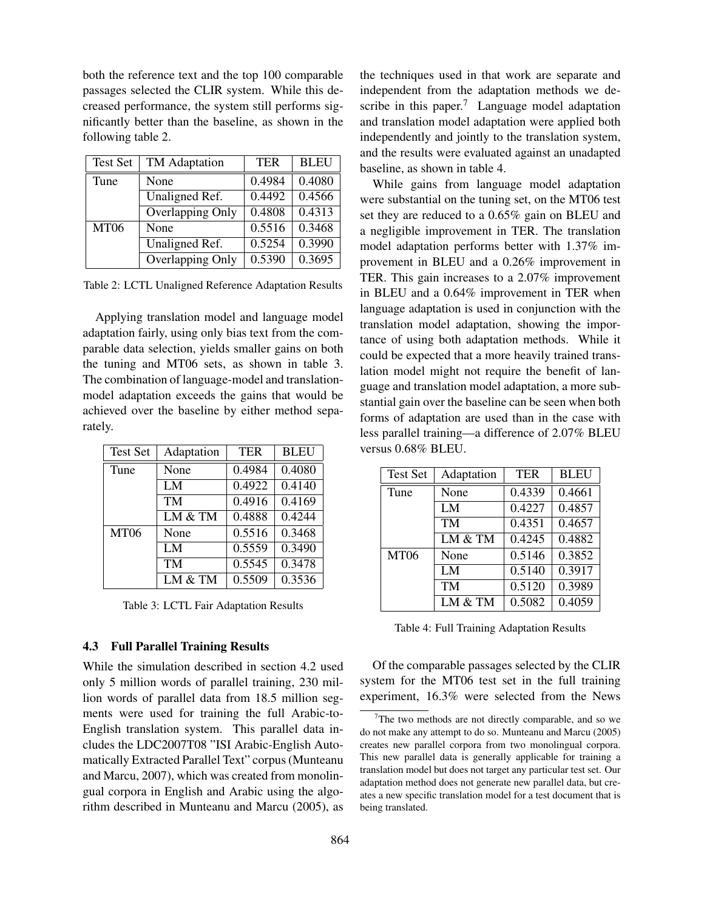both the reference text and the top 100 comparable passages selected the CLIR system. While this decreased performance, the system still performs significantly better than the baseline, as shown in the following table 2.

| Test Set | TM Adaptation | TER | BLEU |
|---|---|---|---|
| Tune | None | 0.4984 | 0.4080 |
| | Unaligned Ref. | 0.4492 | 0.4566 |
| | Overlapping Only | 0.4808 | 0.4313 |
| MT06 | None | 0.5516 | 0.3468 |
| | Unaligned Ref. | 0.5254 | 0.3990 |
| | Overlapping Only | 0.5390 | 0.3695 |

Table 2: LCTL Unaligned Reference Adaptation Results

Applying translation model and language model adaptation fairly, using only bias text from the comparable data selection, yields smaller gains on both the tuning and MT06 sets, as shown in table 3. The combination of language-model and translation-model adaptation exceeds the gains that would be achieved over the baseline by either method separately.

| Test Set | Adaptation | TER | BLEU |
|---|---|---|---|
| Tune | None | 0.4984 | 0.4080 |
| | LM | 0.4922 | 0.4140 |
| | TM | 0.4916 | 0.4169 |
| | LM & TM | 0.4888 | 0.4244 |
| MT06 | None | 0.5516 | 0.3468 |
| | LM | 0.5559 | 0.3490 |
| | TM | 0.5545 | 0.3478 |
| | LM & TM | 0.5509 | 0.3536 |

Table 3: LCTL Fair Adaptation Results

### 4.3 Full Parallel Training Results

While the simulation described in section 4.2 used only 5 million words of parallel training, 230 million words of parallel data from 18.5 million segments were used for training the full Arabic-to-English translation system. This parallel data includes the LDC2007T08 "ISI Arabic-English Automatically Extracted Parallel Text" corpus (Munteanu and Marcu, 2007), which was created from monolingual corpora in English and Arabic using the algorithm described in Munteanu and Marcu (2005), as the techniques used in that work are separate and independent from the adaptation methods we describe in this paper.[7] Language model adaptation and translation model adaptation were applied both independently and jointly to the translation system, and the results were evaluated against an unadapted baseline, as shown in table 4.

While gains from language model adaptation were substantial on the tuning set, on the MT06 test set they are reduced to a 0.65% gain on BLEU and a negligible improvement in TER. The translation model adaptation performs better with 1.37% improvement in BLEU and a 0.26% improvement in TER. This gain increases to a 2.07% improvement in BLEU and a 0.64% improvement in TER when language adaptation is used in conjunction with the translation model adaptation, showing the importance of using both adaptation methods. While it could be expected that a more heavily trained translation model might not require the benefit of language and translation model adaptation, a more substantial gain over the baseline can be seen when both forms of adaptation are used than in the case with less parallel training—a difference of 2.07% BLEU versus 0.68% BLEU.

| Test Set | Adaptation | TER | BLEU |
|---|---|---|---|
| Tune | None | 0.4339 | 0.4661 |
| | LM | 0.4227 | 0.4857 |
| | TM | 0.4351 | 0.4657 |
| | LM & TM | 0.4245 | 0.4882 |
| MT06 | None | 0.5146 | 0.3852 |
| | LM | 0.5140 | 0.3917 |
| | TM | 0.5120 | 0.3989 |
| | LM & TM | 0.5082 | 0.4059 |

Table 4: Full Training Adaptation Results

Of the comparable passages selected by the CLIR system for the MT06 test set in the full training experiment, 16.3% were selected from the News

[7] The two methods are not directly comparable, and so we do not make any attempt to do so. Munteanu and Marcu (2005) creates new parallel corpora from two monolingual corpora. This new parallel data is generally applicable for training a translation model but does not target any particular test set. Our adaptation method does not generate new parallel data, but creates a new specific translation model for a test document that is being translated.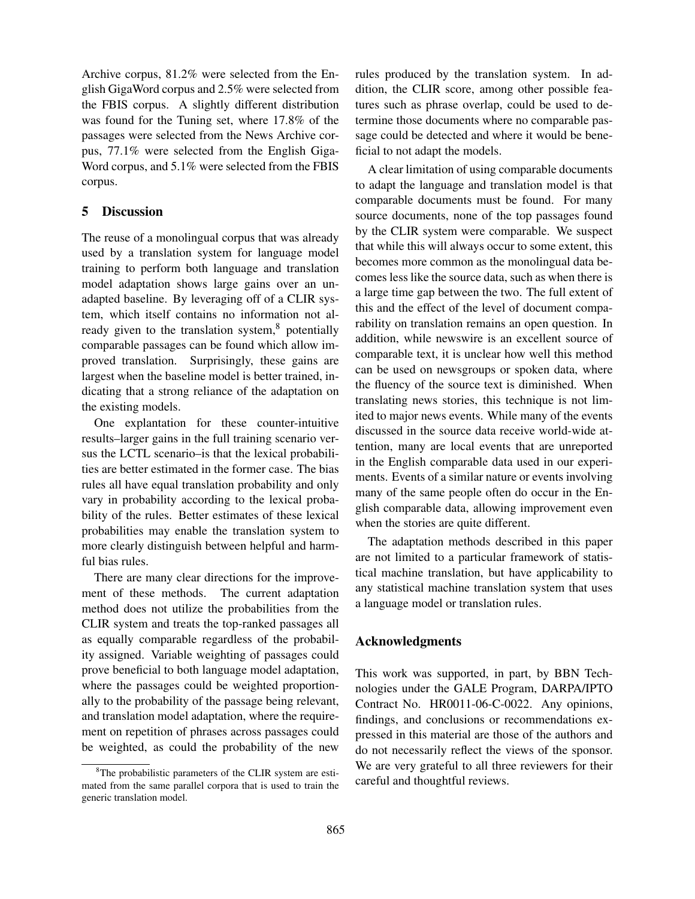Archive corpus, 81.2% were selected from the English GigaWord corpus and 2.5% were selected from the FBIS corpus. A slightly different distribution was found for the Tuning set, where 17.8% of the passages were selected from the News Archive corpus, 77.1% were selected from the English GigaWord corpus, and 5.1% were selected from the FBIS corpus.

## 5 Discussion

The reuse of a monolingual corpus that was already used by a translation system for language model training to perform both language and translation model adaptation shows large gains over an unadapted baseline. By leveraging off of a CLIR system, which itself contains no information not already given to the translation system,[8] potentially comparable passages can be found which allow improved translation. Surprisingly, these gains are largest when the baseline model is better trained, indicating that a strong reliance of the adaptation on the existing models.

One explanation for these counter-intuitive results–larger gains in the full training scenario versus the LCTL scenario–is that the lexical probabilities are better estimated in the former case. The bias rules all have equal translation probability and only vary in probability according to the lexical probability of the rules. Better estimates of these lexical probabilities may enable the translation system to more clearly distinguish between helpful and harmful bias rules.

There are many clear directions for the improvement of these methods. The current adaptation method does not utilize the probabilities from the CLIR system and treats the top-ranked passages all as equally comparable regardless of the probability assigned. Variable weighting of passages could prove beneficial to both language model adaptation, where the passages could be weighted proportionally to the probability of the passage being relevant, and translation model adaptation, where the requirement on repetition of phrases across passages could be weighted, as could the probability of the new rules produced by the translation system. In addition, the CLIR score, among other possible features such as phrase overlap, could be used to determine those documents where no comparable passage could be detected and where it would be beneficial to not adapt the models.

A clear limitation of using comparable documents to adapt the language and translation model is that comparable documents must be found. For many source documents, none of the top passages found by the CLIR system were comparable. We suspect that while this will always occur to some extent, this becomes more common as the monolingual data becomes less like the source data, such as when there is a large time gap between the two. The full extent of this and the effect of the level of document comparability on translation remains an open question. In addition, while newswire is an excellent source of comparable text, it is unclear how well this method can be used on newsgroups or spoken data, where the fluency of the source text is diminished. When translating news stories, this technique is not limited to major news events. While many of the events discussed in the source data receive world-wide attention, many are local events that are unreported in the English comparable data used in our experiments. Events of a similar nature or events involving many of the same people often do occur in the English comparable data, allowing improvement even when the stories are quite different.

The adaptation methods described in this paper are not limited to a particular framework of statistical machine translation, but have applicability to any statistical machine translation system that uses a language model or translation rules.

## Acknowledgments

This work was supported, in part, by BBN Technologies under the GALE Program, DARPA/IPTO Contract No. HR0011-06-C-0022. Any opinions, findings, and conclusions or recommendations expressed in this material are those of the authors and do not necessarily reflect the views of the sponsor. We are very grateful to all three reviewers for their careful and thoughtful reviews.

[8] The probabilistic parameters of the CLIR system are estimated from the same parallel corpora that is used to train the generic translation model.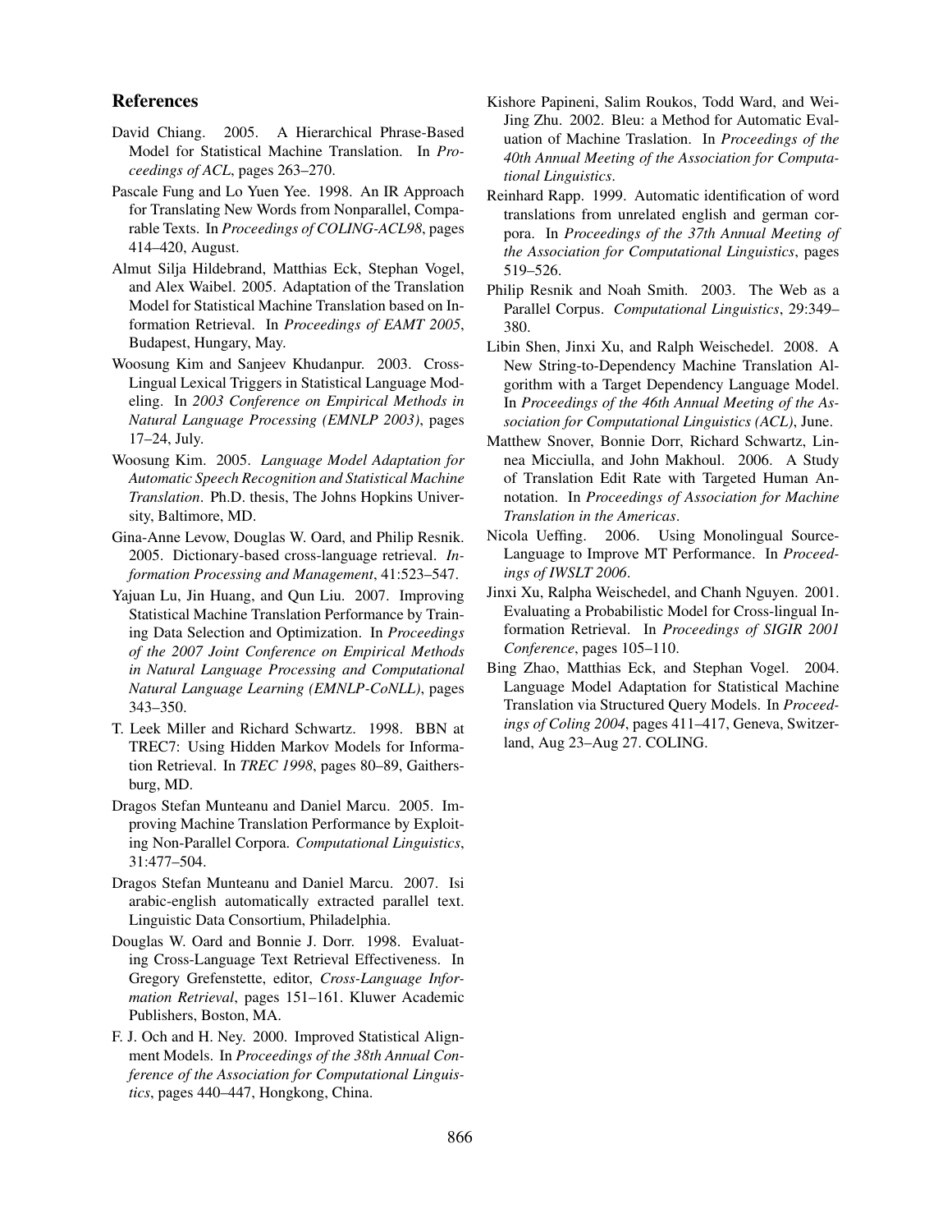## References

David Chiang. 2005. A Hierarchical Phrase-Based Model for Statistical Machine Translation. In *Proceedings of ACL*, pages 263–270.

Pascale Fung and Lo Yuen Yee. 1998. An IR Approach for Translating New Words from Nonparallel, Comparable Texts. In *Proceedings of COLING-ACL98*, pages 414–420, August.

Almut Silja Hildebrand, Matthias Eck, Stephan Vogel, and Alex Waibel. 2005. Adaptation of the Translation Model for Statistical Machine Translation based on Information Retrieval. In *Proceedings of EAMT 2005*, Budapest, Hungary, May.

Woosung Kim and Sanjeev Khudanpur. 2003. Cross-Lingual Lexical Triggers in Statistical Language Modeling. In *2003 Conference on Empirical Methods in Natural Language Processing (EMNLP 2003)*, pages 17–24, July.

Woosung Kim. 2005. *Language Model Adaptation for Automatic Speech Recognition and Statistical Machine Translation*. Ph.D. thesis, The Johns Hopkins University, Baltimore, MD.

Gina-Anne Levow, Douglas W. Oard, and Philip Resnik. 2005. Dictionary-based cross-language retrieval. *Information Processing and Management*, 41:523–547.

Yajuan Lu, Jin Huang, and Qun Liu. 2007. Improving Statistical Machine Translation Performance by Training Data Selection and Optimization. In *Proceedings of the 2007 Joint Conference on Empirical Methods in Natural Language Processing and Computational Natural Language Learning (EMNLP-CoNLL)*, pages 343–350.

T. Leek Miller and Richard Schwartz. 1998. BBN at TREC7: Using Hidden Markov Models for Information Retrieval. In *TREC 1998*, pages 80–89, Gaithersburg, MD.

Dragos Stefan Munteanu and Daniel Marcu. 2005. Improving Machine Translation Performance by Exploiting Non-Parallel Corpora. *Computational Linguistics*, 31:477–504.

Dragos Stefan Munteanu and Daniel Marcu. 2007. Isi arabic-english automatically extracted parallel text. Linguistic Data Consortium, Philadelphia.

Douglas W. Oard and Bonnie J. Dorr. 1998. Evaluating Cross-Language Text Retrieval Effectiveness. In Gregory Grefenstette, editor, *Cross-Language Information Retrieval*, pages 151–161. Kluwer Academic Publishers, Boston, MA.

F. J. Och and H. Ney. 2000. Improved Statistical Alignment Models. In *Proceedings of the 38th Annual Conference of the Association for Computational Linguistics*, pages 440–447, Hongkong, China.

Kishore Papineni, Salim Roukos, Todd Ward, and Wei-Jing Zhu. 2002. Bleu: a Method for Automatic Evaluation of Machine Traslation. In *Proceedings of the 40th Annual Meeting of the Association for Computational Linguistics*.

Reinhard Rapp. 1999. Automatic identification of word translations from unrelated english and german corpora. In *Proceedings of the 37th Annual Meeting of the Association for Computational Linguistics*, pages 519–526.

Philip Resnik and Noah Smith. 2003. The Web as a Parallel Corpus. *Computational Linguistics*, 29:349–380.

Libin Shen, Jinxi Xu, and Ralph Weischedel. 2008. A New String-to-Dependency Machine Translation Algorithm with a Target Dependency Language Model. In *Proceedings of the 46th Annual Meeting of the Association for Computational Linguistics (ACL)*, June.

Matthew Snover, Bonnie Dorr, Richard Schwartz, Linnea Micciulla, and John Makhoul. 2006. A Study of Translation Edit Rate with Targeted Human Annotation. In *Proceedings of Association for Machine Translation in the Americas*.

Nicola Ueffing. 2006. Using Monolingual Source-Language to Improve MT Performance. In *Proceedings of IWSLT 2006*.

Jinxi Xu, Ralpha Weischedel, and Chanh Nguyen. 2001. Evaluating a Probabilistic Model for Cross-lingual Information Retrieval. In *Proceedings of SIGIR 2001 Conference*, pages 105–110.

Bing Zhao, Matthias Eck, and Stephan Vogel. 2004. Language Model Adaptation for Statistical Machine Translation via Structured Query Models. In *Proceedings of Coling 2004*, pages 411–417, Geneva, Switzerland, Aug 23–Aug 27. COLING.